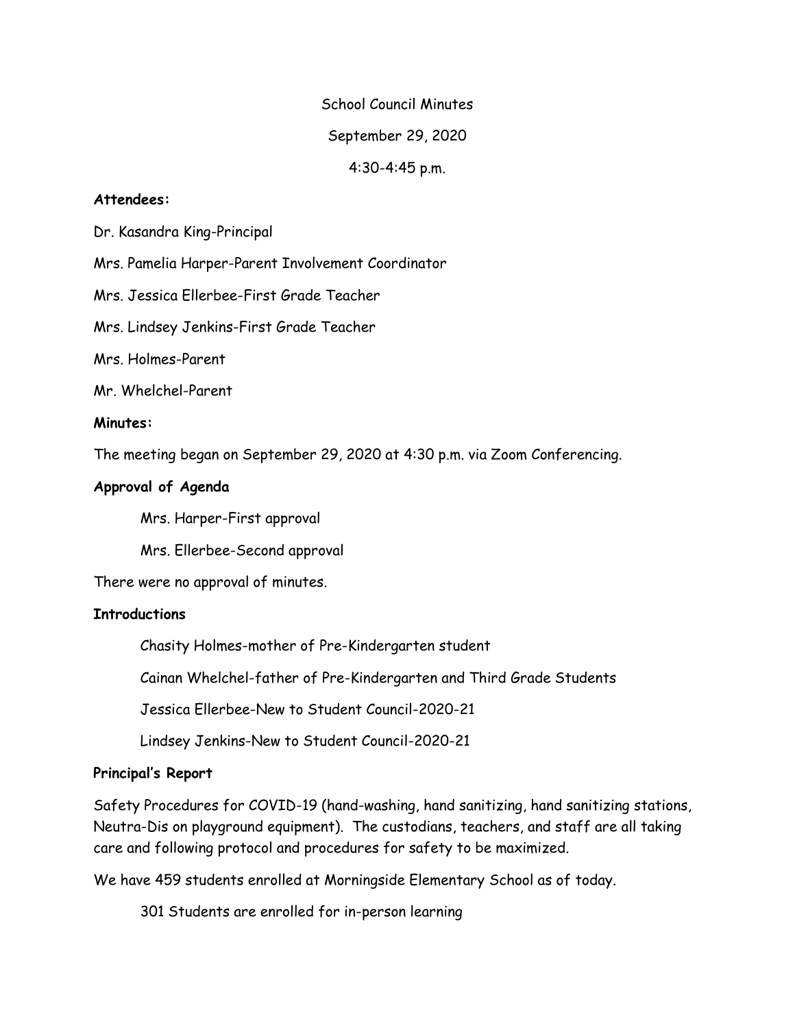School Council Minutes

September 29, 2020

4:30-4:45 p.m.

**Attendees:**

Dr. Kasandra King-Principal

Mrs. Pamelia Harper-Parent Involvement Coordinator

Mrs. Jessica Ellerbee-First Grade Teacher

Mrs. Lindsey Jenkins-First Grade Teacher

Mrs. Holmes-Parent

Mr. Whelchel-Parent

**Minutes:**

The meeting began on September 29, 2020 at 4:30 p.m. via Zoom Conferencing.

**Approval of Agenda**

Mrs. Harper-First approval

Mrs. Ellerbee-Second approval

There were no approval of minutes.

**Introductions**

Chasity Holmes-mother of Pre-Kindergarten student

Cainan Whelchel-father of Pre-Kindergarten and Third Grade Students

Jessica Ellerbee-New to Student Council-2020-21

Lindsey Jenkins-New to Student Council-2020-21

**Principal's Report**

Safety Procedures for COVID-19 (hand-washing, hand sanitizing, hand sanitizing stations, Neutra-Dis on playground equipment). The custodians, teachers, and staff are all taking care and following protocol and procedures for safety to be maximized.

We have 459 students enrolled at Morningside Elementary School as of today.

301 Students are enrolled for in-person learning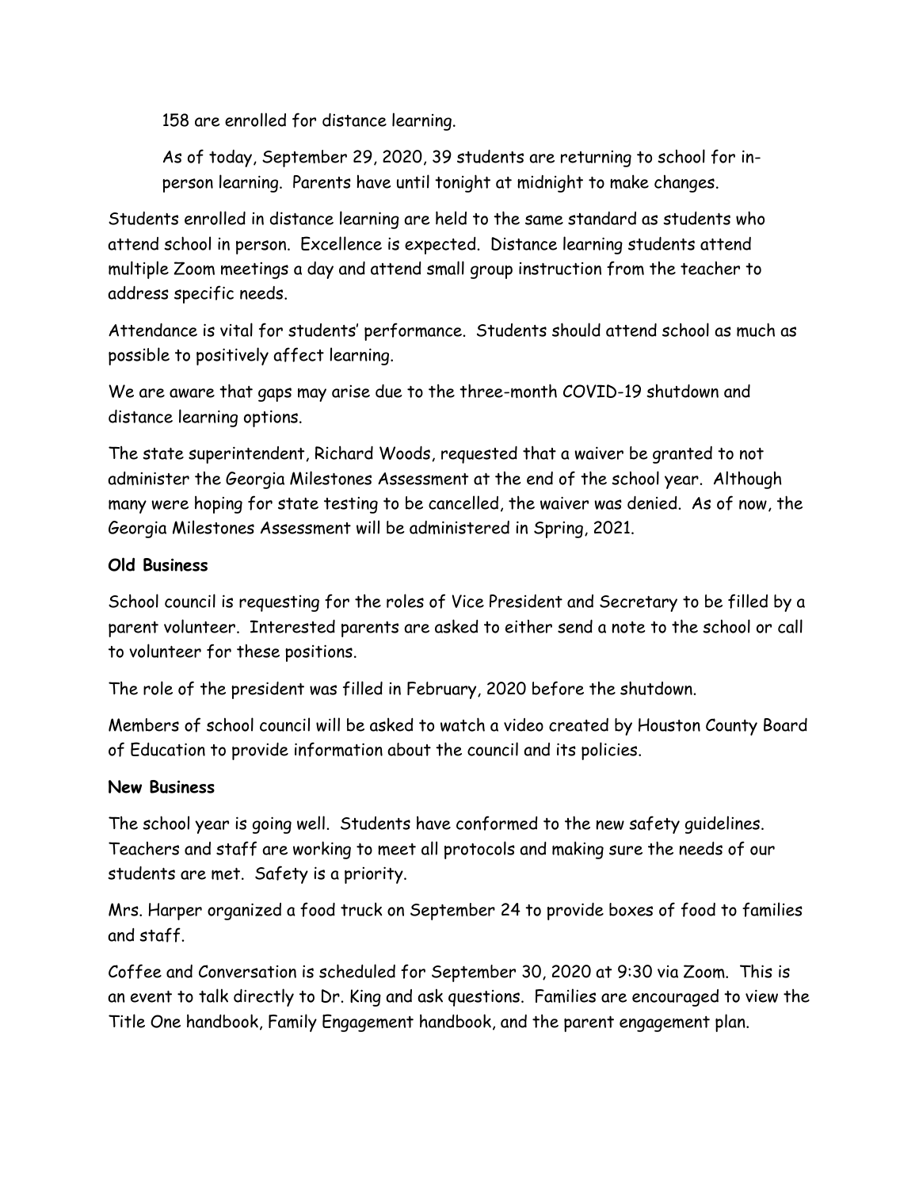158 are enrolled for distance learning.

As of today, September 29, 2020, 39 students are returning to school for in-person learning. Parents have until tonight at midnight to make changes.

Students enrolled in distance learning are held to the same standard as students who attend school in person. Excellence is expected. Distance learning students attend multiple Zoom meetings a day and attend small group instruction from the teacher to address specific needs.

Attendance is vital for students' performance. Students should attend school as much as possible to positively affect learning.

We are aware that gaps may arise due to the three-month COVID-19 shutdown and distance learning options.

The state superintendent, Richard Woods, requested that a waiver be granted to not administer the Georgia Milestones Assessment at the end of the school year. Although many were hoping for state testing to be cancelled, the waiver was denied. As of now, the Georgia Milestones Assessment will be administered in Spring, 2021.

**Old Business**

School council is requesting for the roles of Vice President and Secretary to be filled by a parent volunteer. Interested parents are asked to either send a note to the school or call to volunteer for these positions.

The role of the president was filled in February, 2020 before the shutdown.

Members of school council will be asked to watch a video created by Houston County Board of Education to provide information about the council and its policies.

**New Business**

The school year is going well. Students have conformed to the new safety guidelines. Teachers and staff are working to meet all protocols and making sure the needs of our students are met. Safety is a priority.

Mrs. Harper organized a food truck on September 24 to provide boxes of food to families and staff.

Coffee and Conversation is scheduled for September 30, 2020 at 9:30 via Zoom. This is an event to talk directly to Dr. King and ask questions. Families are encouraged to view the Title One handbook, Family Engagement handbook, and the parent engagement plan.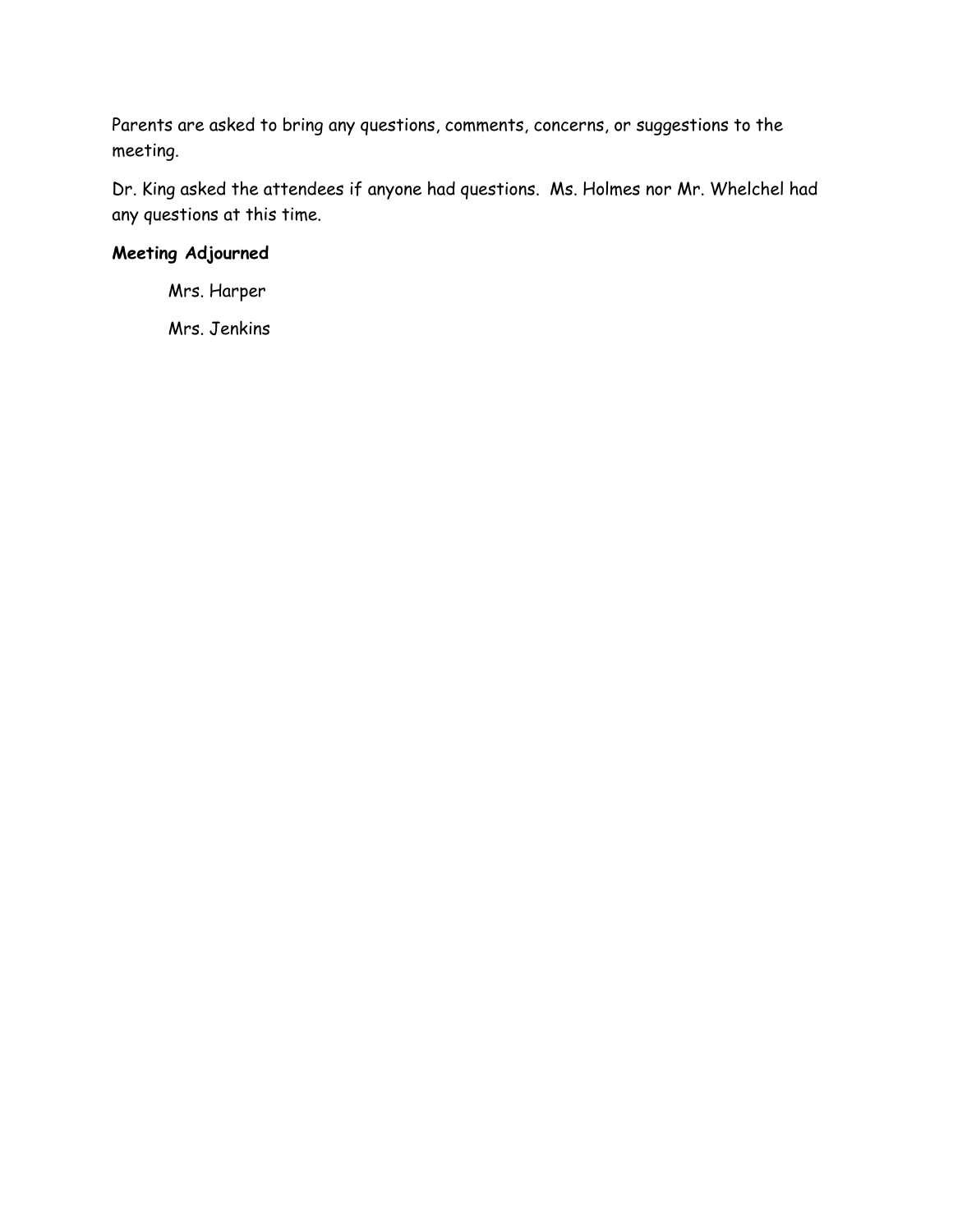Parents are asked to bring any questions, comments, concerns, or suggestions to the meeting.

Dr. King asked the attendees if anyone had questions.  Ms. Holmes nor Mr. Whelchel had any questions at this time.

**Meeting Adjourned**

Mrs. Harper

Mrs. Jenkins